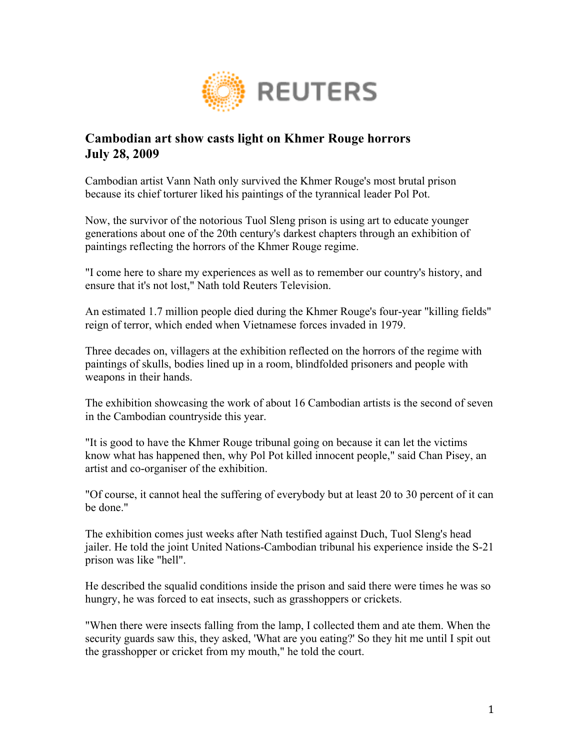REUTERS

## Cambodian art show casts light on Khmer Rouge horrors
## July 28, 2009

Cambodian artist Vann Nath only survived the Khmer Rouge's most brutal prison because its chief torturer liked his paintings of the tyrannical leader Pol Pot.

Now, the survivor of the notorious Tuol Sleng prison is using art to educate younger generations about one of the 20th century's darkest chapters through an exhibition of paintings reflecting the horrors of the Khmer Rouge regime.

"I come here to share my experiences as well as to remember our country's history, and ensure that it's not lost," Nath told Reuters Television.

An estimated 1.7 million people died during the Khmer Rouge's four-year "killing fields" reign of terror, which ended when Vietnamese forces invaded in 1979.

Three decades on, villagers at the exhibition reflected on the horrors of the regime with paintings of skulls, bodies lined up in a room, blindfolded prisoners and people with weapons in their hands.

The exhibition showcasing the work of about 16 Cambodian artists is the second of seven in the Cambodian countryside this year.

"It is good to have the Khmer Rouge tribunal going on because it can let the victims know what has happened then, why Pol Pot killed innocent people," said Chan Pisey, an artist and co-organiser of the exhibition.

"Of course, it cannot heal the suffering of everybody but at least 20 to 30 percent of it can be done."

The exhibition comes just weeks after Nath testified against Duch, Tuol Sleng's head jailer. He told the joint United Nations-Cambodian tribunal his experience inside the S-21 prison was like "hell".

He described the squalid conditions inside the prison and said there were times he was so hungry, he was forced to eat insects, such as grasshoppers or crickets.

"When there were insects falling from the lamp, I collected them and ate them. When the security guards saw this, they asked, 'What are you eating?' So they hit me until I spit out the grasshopper or cricket from my mouth," he told the court.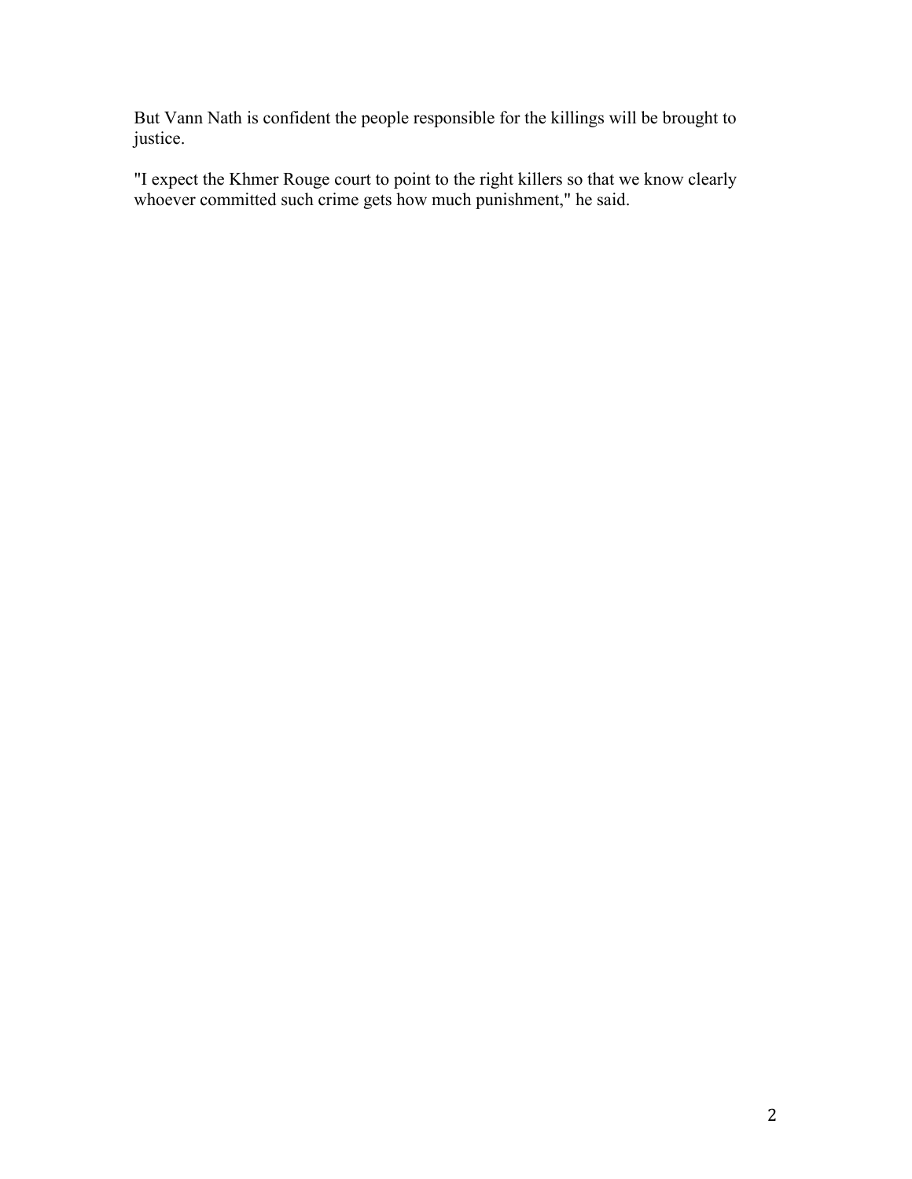But Vann Nath is confident the people responsible for the killings will be brought to justice.

"I expect the Khmer Rouge court to point to the right killers so that we know clearly whoever committed such crime gets how much punishment," he said.